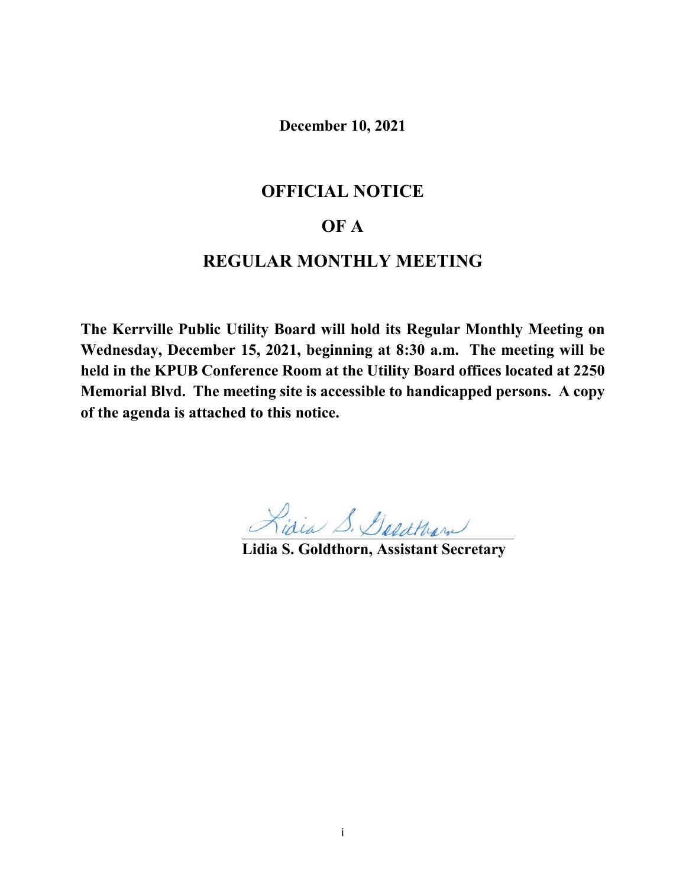**December 10, 2021**

# OFFICIAL NOTICE

# OF A

# REGULAR MONTHLY MEETING

**The Kerrville Public Utility Board will hold its Regular Monthly Meeting on Wednesday, December 15, 2021, beginning at 8:30 a.m. The meeting will be held in the KPUB Conference Room at the Utility Board offices located at 2250 Memorial Blvd. The meeting site is accessible to handicapped persons. A copy of the agenda is attached to this notice.**

Lidia S. Goldthorn

**Lidia S. Goldthorn, Assistant Secretary**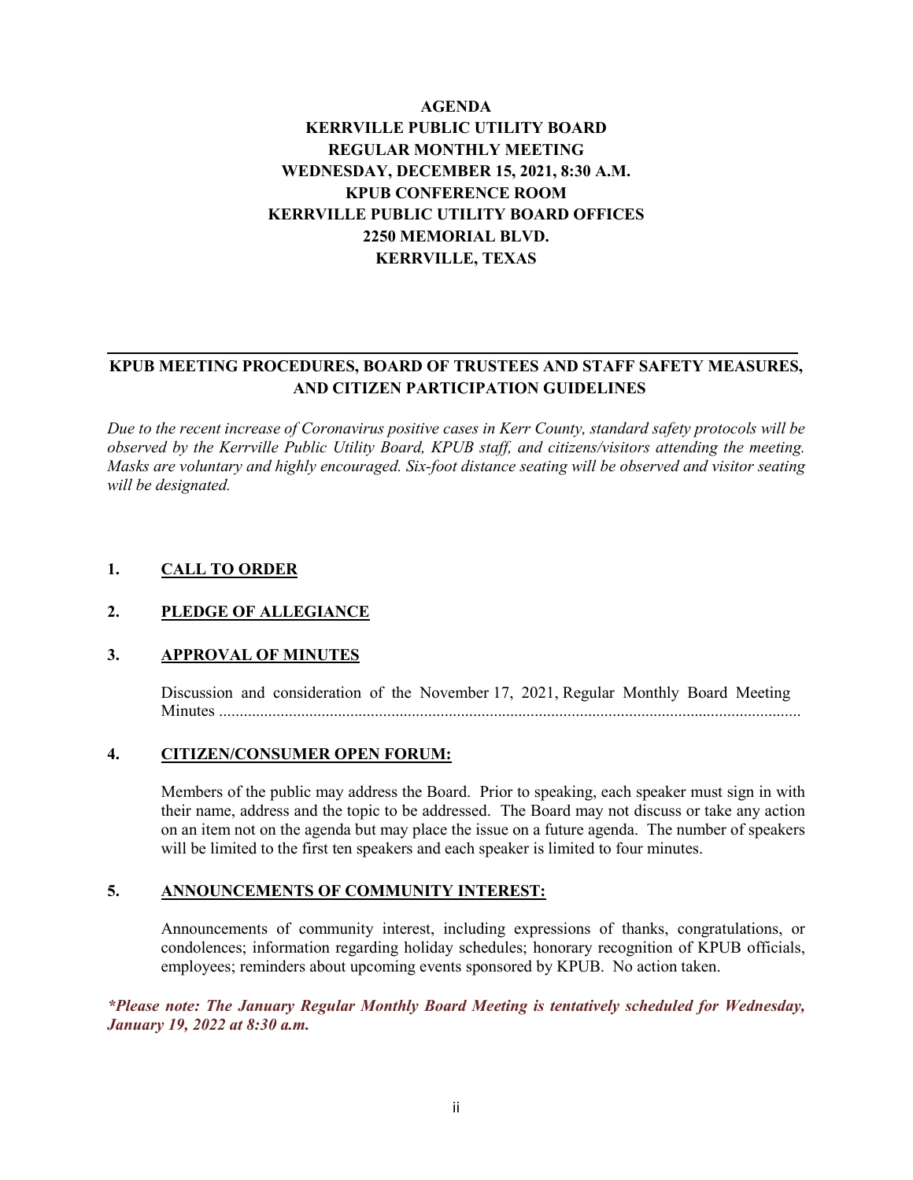# AGENDA
# KERRVILLE PUBLIC UTILITY BOARD
# REGULAR MONTHLY MEETING
# WEDNESDAY, DECEMBER 15, 2021, 8:30 A.M.
# KPUB CONFERENCE ROOM
# KERRVILLE PUBLIC UTILITY BOARD OFFICES
# 2250 MEMORIAL BLVD.
# KERRVILLE, TEXAS

---

## KPUB MEETING PROCEDURES, BOARD OF TRUSTEES AND STAFF SAFETY MEASURES, AND CITIZEN PARTICIPATION GUIDELINES

*Due to the recent increase of Coronavirus positive cases in Kerr County, standard safety protocols will be observed by the Kerrville Public Utility Board, KPUB staff, and citizens/visitors attending the meeting. Masks are voluntary and highly encouraged. Six-foot distance seating will be observed and visitor seating will be designated.*

**1. CALL TO ORDER**

**2. PLEDGE OF ALLEGIANCE**

**3. APPROVAL OF MINUTES**

Discussion and consideration of the November 17, 2021, Regular Monthly Board Meeting Minutes ..............................................................................................................................

**4. CITIZEN/CONSUMER OPEN FORUM:**

Members of the public may address the Board. Prior to speaking, each speaker must sign in with their name, address and the topic to be addressed. The Board may not discuss or take any action on an item not on the agenda but may place the issue on a future agenda. The number of speakers will be limited to the first ten speakers and each speaker is limited to four minutes.

**5. ANNOUNCEMENTS OF COMMUNITY INTEREST:**

Announcements of community interest, including expressions of thanks, congratulations, or condolences; information regarding holiday schedules; honorary recognition of KPUB officials, employees; reminders about upcoming events sponsored by KPUB. No action taken.

***\*Please note: The January Regular Monthly Board Meeting is tentatively scheduled for Wednesday, January 19, 2022 at 8:30 a.m.***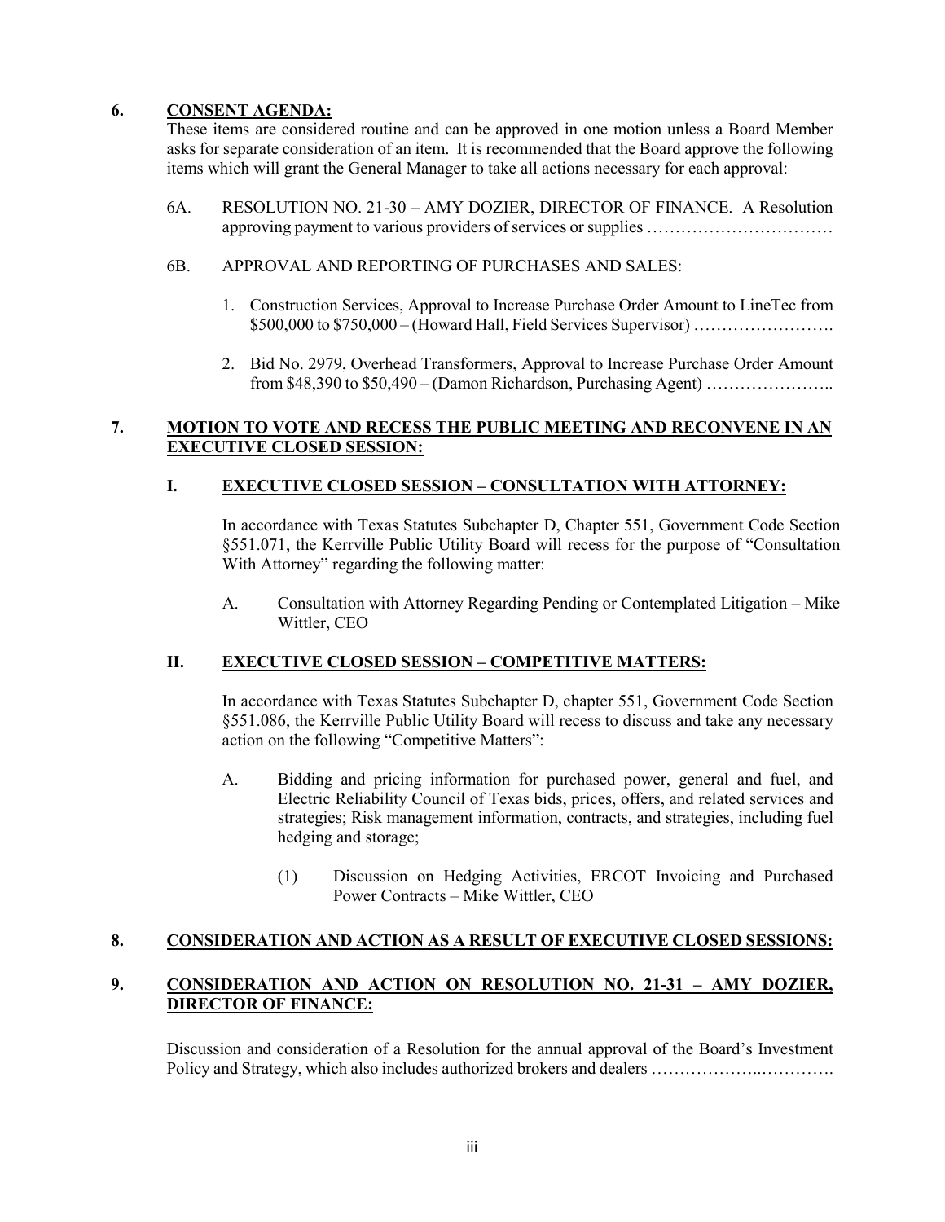**6. CONSENT AGENDA:**

These items are considered routine and can be approved in one motion unless a Board Member asks for separate consideration of an item. It is recommended that the Board approve the following items which will grant the General Manager to take all actions necessary for each approval:

6A. RESOLUTION NO. 21-30 – AMY DOZIER, DIRECTOR OF FINANCE. A Resolution approving payment to various providers of services or supplies ……………………………

6B. APPROVAL AND REPORTING OF PURCHASES AND SALES:

1. Construction Services, Approval to Increase Purchase Order Amount to LineTec from \$500,000 to \$750,000 – (Howard Hall, Field Services Supervisor) …………………….
2. Bid No. 2979, Overhead Transformers, Approval to Increase Purchase Order Amount from \$48,390 to \$50,490 – (Damon Richardson, Purchasing Agent) …………………..

**7. MOTION TO VOTE AND RECESS THE PUBLIC MEETING AND RECONVENE IN AN EXECUTIVE CLOSED SESSION:**

**I. EXECUTIVE CLOSED SESSION – CONSULTATION WITH ATTORNEY:**

In accordance with Texas Statutes Subchapter D, Chapter 551, Government Code Section §551.071, the Kerrville Public Utility Board will recess for the purpose of "Consultation With Attorney" regarding the following matter:

A. Consultation with Attorney Regarding Pending or Contemplated Litigation – Mike Wittler, CEO

**II. EXECUTIVE CLOSED SESSION – COMPETITIVE MATTERS:**

In accordance with Texas Statutes Subchapter D, chapter 551, Government Code Section §551.086, the Kerrville Public Utility Board will recess to discuss and take any necessary action on the following "Competitive Matters":

A. Bidding and pricing information for purchased power, general and fuel, and Electric Reliability Council of Texas bids, prices, offers, and related services and strategies; Risk management information, contracts, and strategies, including fuel hedging and storage;

(1) Discussion on Hedging Activities, ERCOT Invoicing and Purchased Power Contracts – Mike Wittler, CEO

**8. CONSIDERATION AND ACTION AS A RESULT OF EXECUTIVE CLOSED SESSIONS:**

**9. CONSIDERATION AND ACTION ON RESOLUTION NO. 21-31 – AMY DOZIER, DIRECTOR OF FINANCE:**

Discussion and consideration of a Resolution for the annual approval of the Board's Investment Policy and Strategy, which also includes authorized brokers and dealers ………………..………….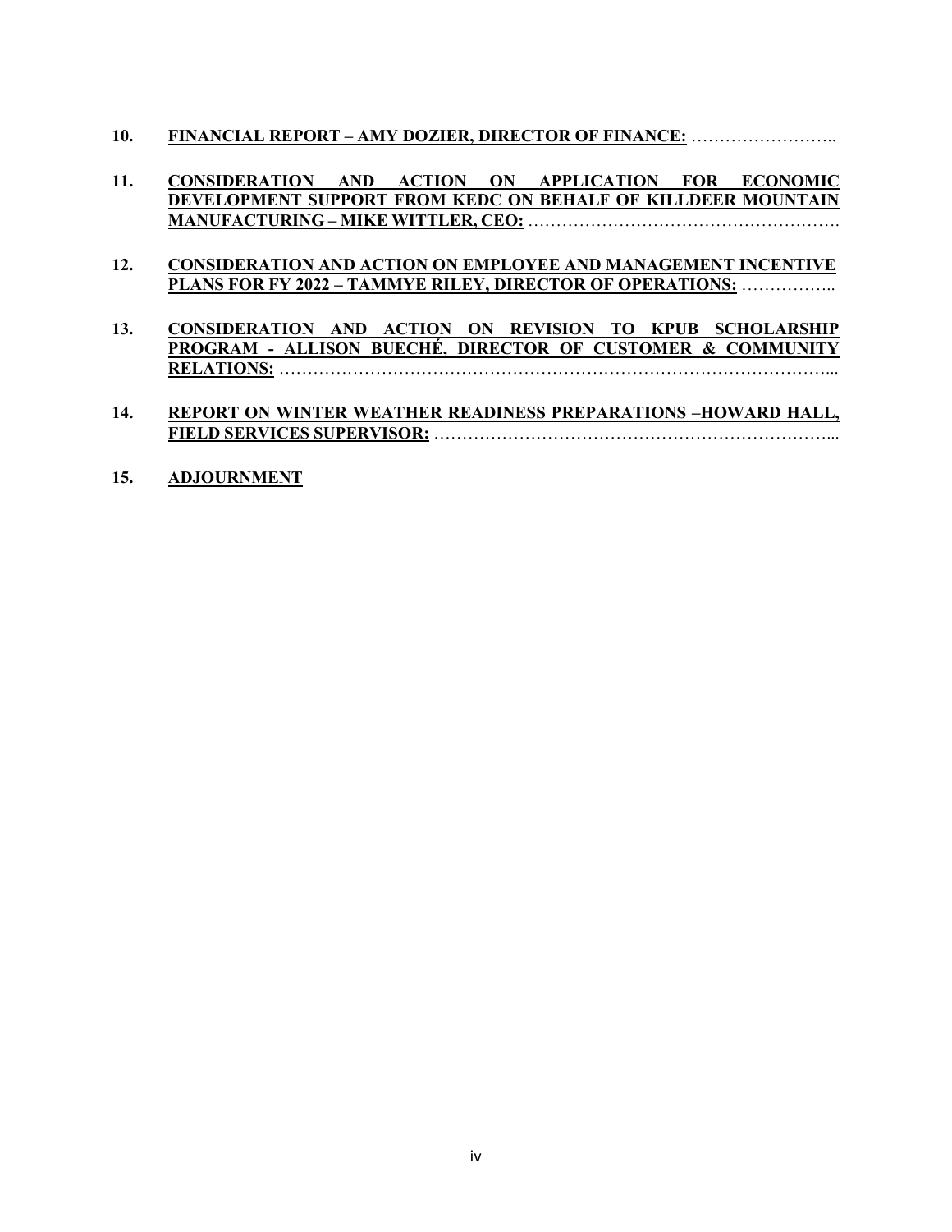10. **<u>FINANCIAL REPORT – AMY DOZIER, DIRECTOR OF FINANCE:</u>** ……………………..

11. **<u>CONSIDERATION AND ACTION ON APPLICATION FOR ECONOMIC DEVELOPMENT SUPPORT FROM KEDC ON BEHALF OF KILLDEER MOUNTAIN MANUFACTURING – MIKE WITTLER, CEO:</u>** ……………………………………………….

12. **<u>CONSIDERATION AND ACTION ON EMPLOYEE AND MANAGEMENT INCENTIVE PLANS FOR FY 2022 – TAMMYE RILEY, DIRECTOR OF OPERATIONS:</u>** ……………..

13. **<u>CONSIDERATION AND ACTION ON REVISION TO KPUB SCHOLARSHIP PROGRAM - ALLISON BUECHÉ, DIRECTOR OF CUSTOMER & COMMUNITY RELATIONS:</u>** …………………………………………………………………………………...

14. **<u>REPORT ON WINTER WEATHER READINESS PREPARATIONS –HOWARD HALL, FIELD SERVICES SUPERVISOR:</u>** ……………………………………………………………...

15. **<u>ADJOURNMENT</u>**